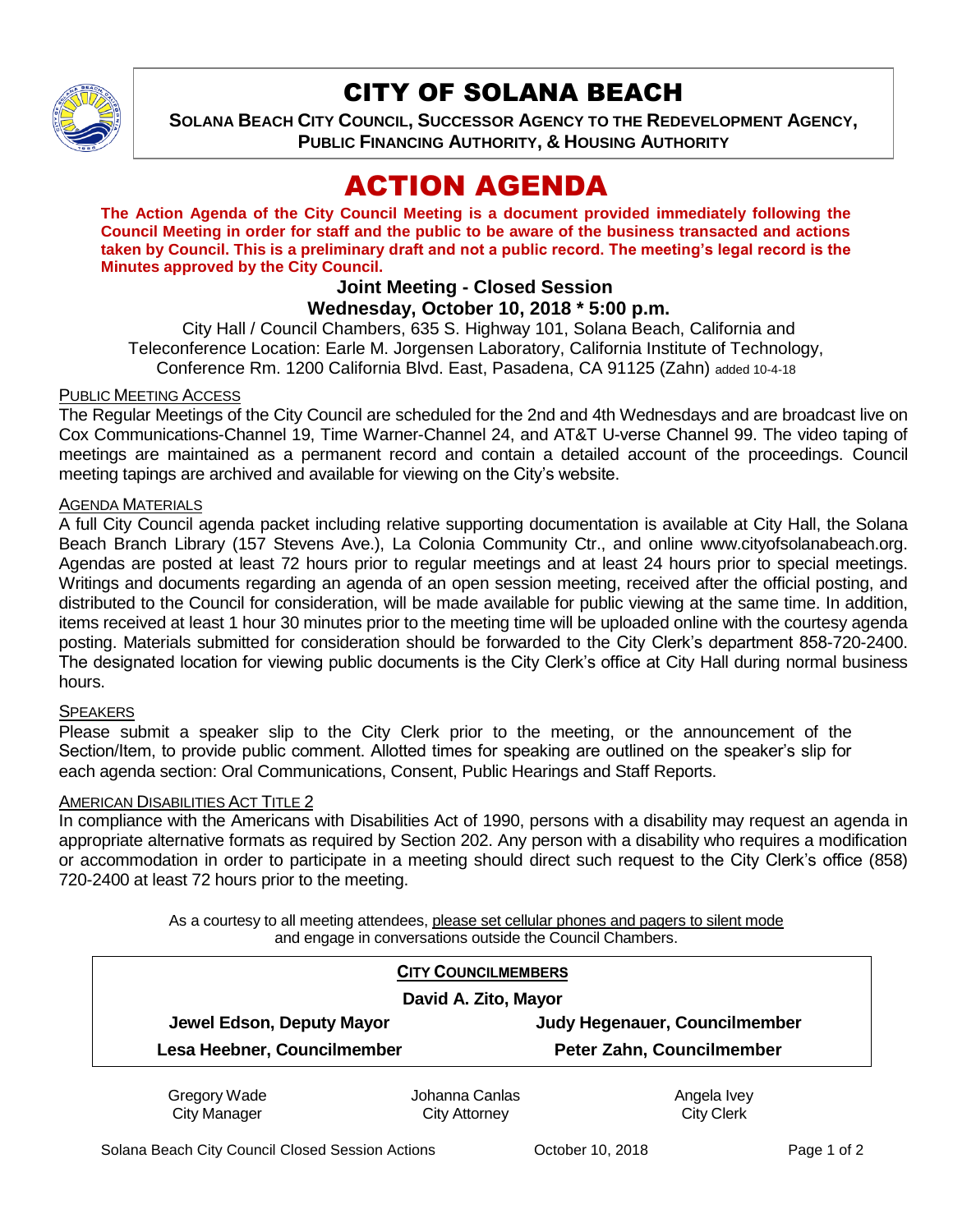# CITY OF SOLANA BEACH

**SOLANA BEACH CITY COUNCIL, SUCCESSOR AGENCY TO THE REDEVELOPMENT AGENCY, PUBLIC FINANCING AUTHORITY, & HOUSING AUTHORITY**

# ACTION AGENDA

**The Action Agenda of the City Council Meeting is a document provided immediately following the Council Meeting in order for staff and the public to be aware of the business transacted and actions taken by Council. This is a preliminary draft and not a public record. The meeting's legal record is the Minutes approved by the City Council.**

### Joint Meeting - Closed Session
### Wednesday, October 10, 2018 * 5:00 p.m.

City Hall / Council Chambers, 635 S. Highway 101, Solana Beach, California and Teleconference Location: Earle M. Jorgensen Laboratory, California Institute of Technology, Conference Rm. 1200 California Blvd. East, Pasadena, CA 91125 (Zahn) added 10-4-18

#### PUBLIC MEETING ACCESS

The Regular Meetings of the City Council are scheduled for the 2nd and 4th Wednesdays and are broadcast live on Cox Communications-Channel 19, Time Warner-Channel 24, and AT&T U-verse Channel 99. The video taping of meetings are maintained as a permanent record and contain a detailed account of the proceedings. Council meeting tapings are archived and available for viewing on the City's website.

#### AGENDA MATERIALS

A full City Council agenda packet including relative supporting documentation is available at City Hall, the Solana Beach Branch Library (157 Stevens Ave.), La Colonia Community Ctr., and online www.cityofsolanabeach.org. Agendas are posted at least 72 hours prior to regular meetings and at least 24 hours prior to special meetings. Writings and documents regarding an agenda of an open session meeting, received after the official posting, and distributed to the Council for consideration, will be made available for public viewing at the same time. In addition, items received at least 1 hour 30 minutes prior to the meeting time will be uploaded online with the courtesy agenda posting. Materials submitted for consideration should be forwarded to the City Clerk's department 858-720-2400. The designated location for viewing public documents is the City Clerk's office at City Hall during normal business hours.

#### SPEAKERS

Please submit a speaker slip to the City Clerk prior to the meeting, or the announcement of the Section/Item, to provide public comment. Allotted times for speaking are outlined on the speaker's slip for each agenda section: Oral Communications, Consent, Public Hearings and Staff Reports.

#### AMERICAN DISABILITIES ACT TITLE 2

In compliance with the Americans with Disabilities Act of 1990, persons with a disability may request an agenda in appropriate alternative formats as required by Section 202. Any person with a disability who requires a modification or accommodation in order to participate in a meeting should direct such request to the City Clerk's office (858) 720-2400 at least 72 hours prior to the meeting.

As a courtesy to all meeting attendees, please set cellular phones and pagers to silent mode and engage in conversations outside the Council Chambers.

**CITY COUNCILMEMBERS**

**David A. Zito, Mayor**

| | |
|---|---|
| **Jewel Edson, Deputy Mayor** | **Judy Hegenauer, Councilmember** |
| **Lesa Heebner, Councilmember** | **Peter Zahn, Councilmember** |

| | | |
|---|---|---|
| Gregory Wade<br>City Manager | Johanna Canlas<br>City Attorney | Angela Ivey<br>City Clerk |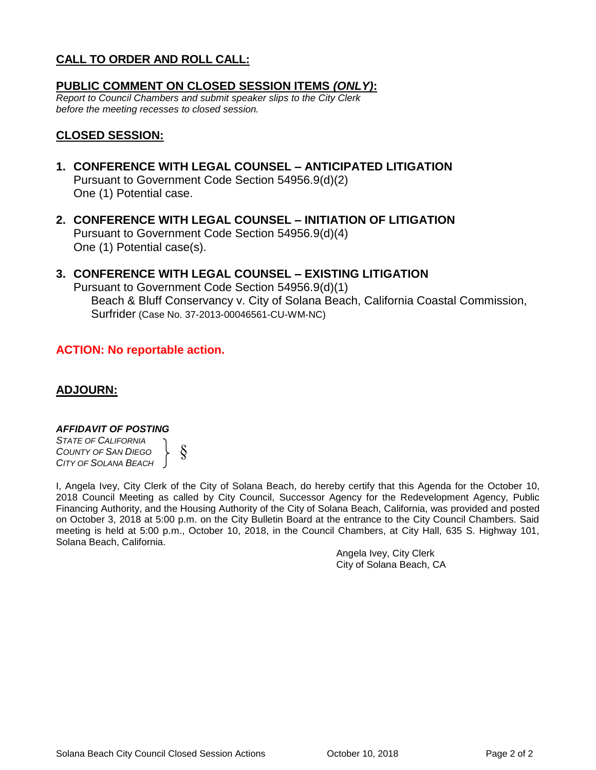## CALL TO ORDER AND ROLL CALL:

## PUBLIC COMMENT ON CLOSED SESSION ITEMS *(ONLY)*:

*Report to Council Chambers and submit speaker slips to the City Clerk before the meeting recesses to closed session.*

## CLOSED SESSION:

**1. CONFERENCE WITH LEGAL COUNSEL – ANTICIPATED LITIGATION**
Pursuant to Government Code Section 54956.9(d)(2)
One (1) Potential case.

**2. CONFERENCE WITH LEGAL COUNSEL – INITIATION OF LITIGATION**
Pursuant to Government Code Section 54956.9(d)(4)
One (1) Potential case(s).

**3. CONFERENCE WITH LEGAL COUNSEL – EXISTING LITIGATION**
Pursuant to Government Code Section 54956.9(d)(1)
Beach & Bluff Conservancy v. City of Solana Beach, California Coastal Commission, Surfrider (Case No. 37-2013-00046561-CU-WM-NC)

**ACTION: No reportable action.**

## ADJOURN:

***AFFIDAVIT OF POSTING***

*STATE OF CALIFORNIA*
*COUNTY OF SAN DIEGO* §
*CITY OF SOLANA BEACH*

I, Angela Ivey, City Clerk of the City of Solana Beach, do hereby certify that this Agenda for the October 10, 2018 Council Meeting as called by City Council, Successor Agency for the Redevelopment Agency, Public Financing Authority, and the Housing Authority of the City of Solana Beach, California, was provided and posted on October 3, 2018 at 5:00 p.m. on the City Bulletin Board at the entrance to the City Council Chambers. Said meeting is held at 5:00 p.m., October 10, 2018, in the Council Chambers, at City Hall, 635 S. Highway 101, Solana Beach, California.

Angela Ivey, City Clerk
City of Solana Beach, CA